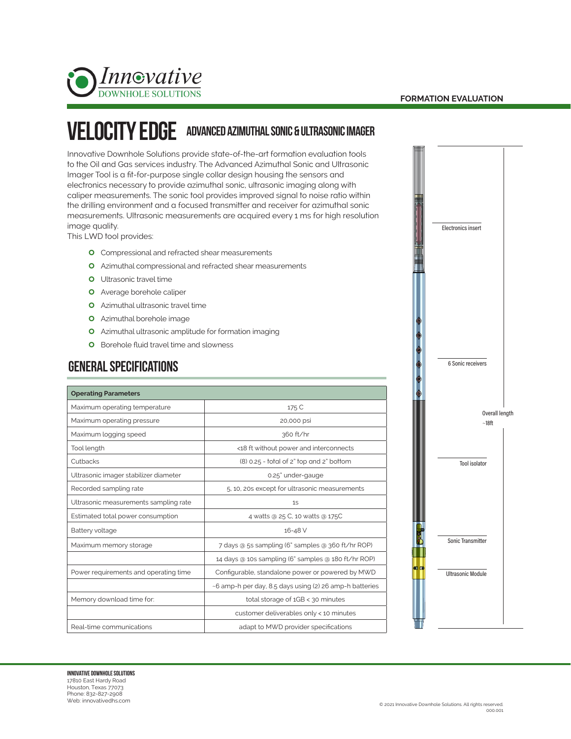Innovative DOWNHOLE SOLUTIONS

FORMATION EVALUATION

# VELOCITY EDGE ADVANCED AZIMUTHAL SONIC & ULTRASONIC IMAGER

Innovative Downhole Solutions provide state-of-the-art formation evaluation tools to the Oil and Gas services industry. The Advanced Azimuthal Sonic and Ultrasonic Imager Tool is a fit-for-purpose single collar design housing the sensors and electronics necessary to provide azimuthal sonic, ultrasonic imaging along with caliper measurements. The sonic tool provides improved signal to noise ratio within the drilling environment and a focused transmitter and receiver for azimuthal sonic measurements. Ultrasonic measurements are acquired every 1 ms for high resolution image quality.

This LWD tool provides:

- Compressional and refracted shear measurements
- Azimuthal compressional and refracted shear measurements
- Ultrasonic travel time
- Average borehole caliper
- Azimuthal ultrasonic travel time
- Azimuthal borehole image
- Azimuthal ultrasonic amplitude for formation imaging
- Borehole fluid travel time and slowness

## GENERAL SPECIFICATIONS

| Operating Parameters | |
|---|---|
| Maximum operating temperature | 175 C |
| Maximum operating pressure | 20,000 psi |
| Maximum logging speed | 360 ft/hr |
| Tool length | <18 ft without power and interconnects |
| Cutbacks | (8) 0.25 - total of 2" top and 2" bottom |
| Ultrasonic imager stabilizer diameter | 0.25" under-gauge |
| Recorded sampling rate | 5, 10, 20s except for ultrasonic measurements |
| Ultrasonic measurements sampling rate | 1s |
| Estimated total power consumption | 4 watts @ 25 C, 10 watts @ 175C |
| Battery voltage | 16-48 V |
| Maximum memory storage | 7 days @ 5s sampling (6" samples @ 360 ft/hr ROP) |
| | 14 days @ 10s sampling (6" samples @ 180 ft/hr ROP) |
| Power requirements and operating time | Configurable, standalone power or powered by MWD |
| | ~6 amp-h per day, 8.5 days using (2) 26 amp-h batteries |
| Memory download time for: | total storage of 1GB < 30 minutes |
| | customer deliverables only < 10 minutes |
| Real-time communications | adapt to MWD provider specifications |

Electronics insert

6 Sonic receivers

Overall length ~18ft

Tool isolator

Sonic Transmitter

Ultrasonic Module

**INNOVATIVE DOWNHOLE SOLUTIONS**
17810 East Hardy Road
Houston, Texas 77073
Phone: 832-827-2908
Web: innovativedhs.com

© 2021 Innovative Downhole Solutions. All rights reserved.
000.001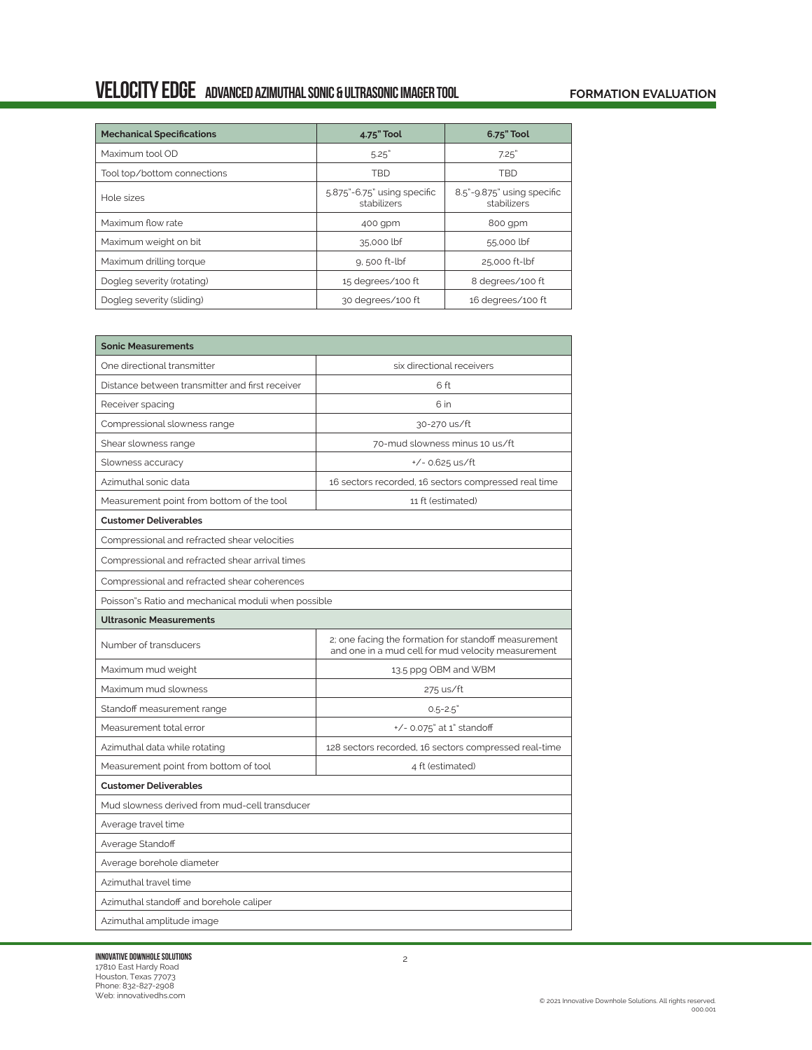# VELOCITY EDGE ADVANCED AZIMUTHAL SONIC & ULTRASONIC IMAGER TOOL

**FORMATION EVALUATION**

| Mechanical Specifications | 4.75" Tool | 6.75" Tool |
|---|---|---|
| Maximum tool OD | 5.25" | 7.25" |
| Tool top/bottom connections | TBD | TBD |
| Hole sizes | 5.875"-6.75" using specific stabilizers | 8.5"-9.875" using specific stabilizers |
| Maximum flow rate | 400 gpm | 800 gpm |
| Maximum weight on bit | 35,000 lbf | 55,000 lbf |
| Maximum drilling torque | 9, 500 ft-lbf | 25,000 ft-lbf |
| Dogleg severity (rotating) | 15 degrees/100 ft | 8 degrees/100 ft |
| Dogleg severity (sliding) | 30 degrees/100 ft | 16 degrees/100 ft |

| Sonic Measurements | |
|---|---|
| One directional transmitter | six directional receivers |
| Distance between transmitter and first receiver | 6 ft |
| Receiver spacing | 6 in |
| Compressional slowness range | 30-270 us/ft |
| Shear slowness range | 70-mud slowness minus 10 us/ft |
| Slowness accuracy | +/- 0.625 us/ft |
| Azimuthal sonic data | 16 sectors recorded, 16 sectors compressed real time |
| Measurement point from bottom of the tool | 11 ft (estimated) |
| **Customer Deliverables** | |
| Compressional and refracted shear velocities | |
| Compressional and refracted shear arrival times | |
| Compressional and refracted shear coherences | |
| Poisson"s Ratio and mechanical moduli when possible | |
| **Ultrasonic Measurements** | |
| Number of transducers | 2; one facing the formation for standoff measurement and one in a mud cell for mud velocity measurement |
| Maximum mud weight | 13.5 ppg OBM and WBM |
| Maximum mud slowness | 275 us/ft |
| Standoff measurement range | 0.5-2.5" |
| Measurement total error | +/- 0.075" at 1" standoff |
| Azimuthal data while rotating | 128 sectors recorded, 16 sectors compressed real-time |
| Measurement point from bottom of tool | 4 ft (estimated) |
| **Customer Deliverables** | |
| Mud slowness derived from mud-cell transducer | |
| Average travel time | |
| Average Standoff | |
| Average borehole diameter | |
| Azimuthal travel time | |
| Azimuthal standoff and borehole caliper | |
| Azimuthal amplitude image | |

**INNOVATIVE DOWNHOLE SOLUTIONS**
17810 East Hardy Road
Houston, Texas 77073
Phone: 832-827-2908
Web: innovativedhs.com

© 2021 Innovative Downhole Solutions. All rights reserved.
000.001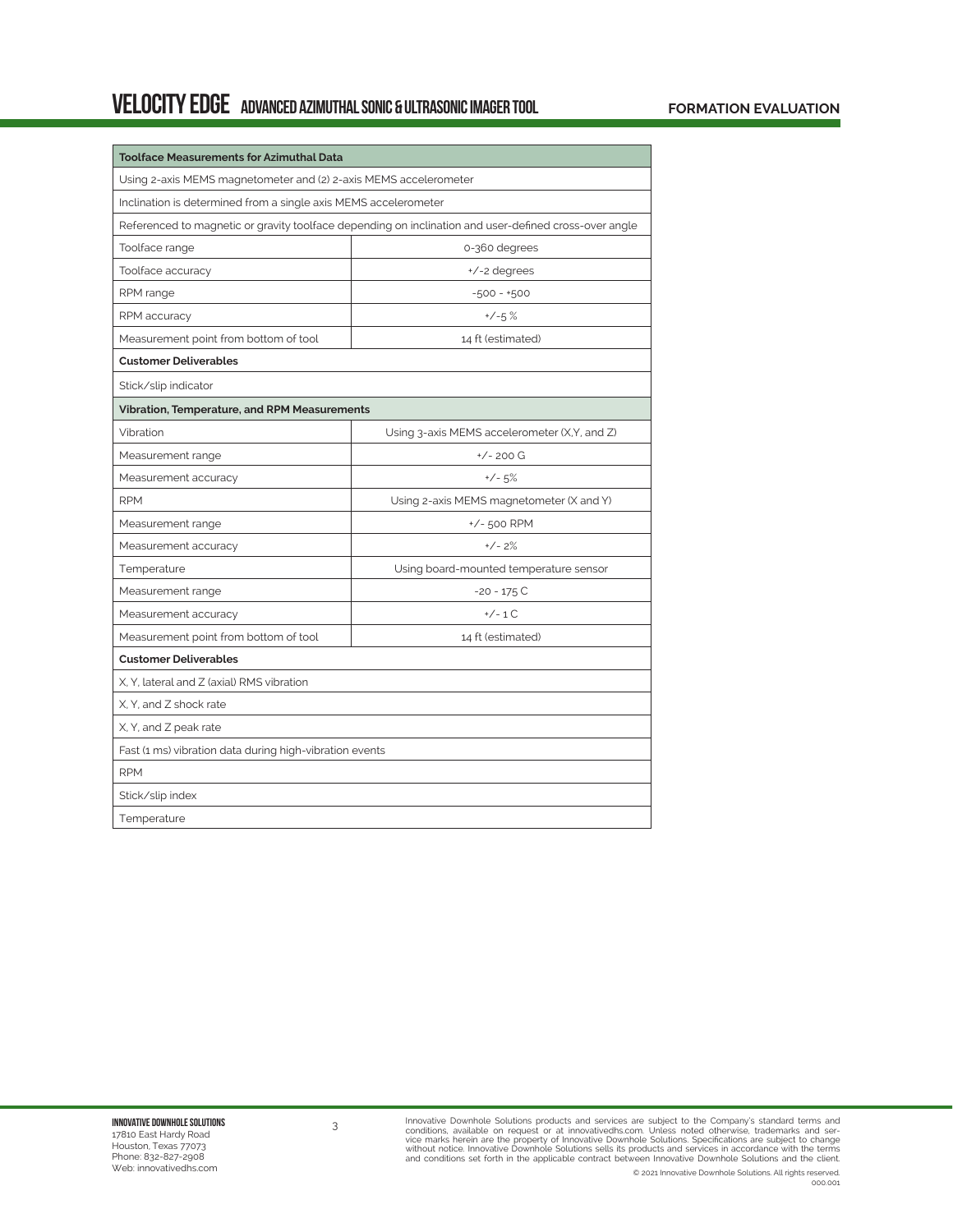# VELOCITY EDGE ADVANCED AZIMUTHAL SONIC & ULTRASONIC IMAGER TOOL

**FORMATION EVALUATION**

| **Toolface Measurements for Azimuthal Data** | |
|---|---|
| Using 2-axis MEMS magnetometer and (2) 2-axis MEMS accelerometer | |
| Inclination is determined from a single axis MEMS accelerometer | |
| Referenced to magnetic or gravity toolface depending on inclination and user-defined cross-over angle | |
| Toolface range | 0-360 degrees |
| Toolface accuracy | +/-2 degrees |
| RPM range | -500 - +500 |
| RPM accuracy | +/-5 % |
| Measurement point from bottom of tool | 14 ft (estimated) |
| **Customer Deliverables** | |
| Stick/slip indicator | |
| **Vibration, Temperature, and RPM Measurements** | |
| Vibration | Using 3-axis MEMS accelerometer (X,Y, and Z) |
| Measurement range | +/- 200 G |
| Measurement accuracy | +/- 5% |
| RPM | Using 2-axis MEMS magnetometer (X and Y) |
| Measurement range | +/- 500 RPM |
| Measurement accuracy | +/- 2% |
| Temperature | Using board-mounted temperature sensor |
| Measurement range | -20 - 175 C |
| Measurement accuracy | +/- 1 C |
| Measurement point from bottom of tool | 14 ft (estimated) |
| **Customer Deliverables** | |
| X, Y, lateral and Z (axial) RMS vibration | |
| X, Y, and Z shock rate | |
| X, Y, and Z peak rate | |
| Fast (1 ms) vibration data during high-vibration events | |
| RPM | |
| Stick/slip index | |
| Temperature | |

**INNOVATIVE DOWNHOLE SOLUTIONS**
17810 East Hardy Road
Houston, Texas 77073
Phone: 832-827-2908
Web: innovativedhs.com

Innovative Downhole Solutions products and services are subject to the Company's standard terms and conditions, available on request or at innovativedhs.com. Unless noted otherwise, trademarks and service marks herein are the property of Innovative Downhole Solutions. Specifications are subject to change without notice. Innovative Downhole Solutions sells its products and services in accordance with the terms and conditions set forth in the applicable contract between Innovative Downhole Solutions and the client.

© 2021 Innovative Downhole Solutions. All rights reserved.
000.001